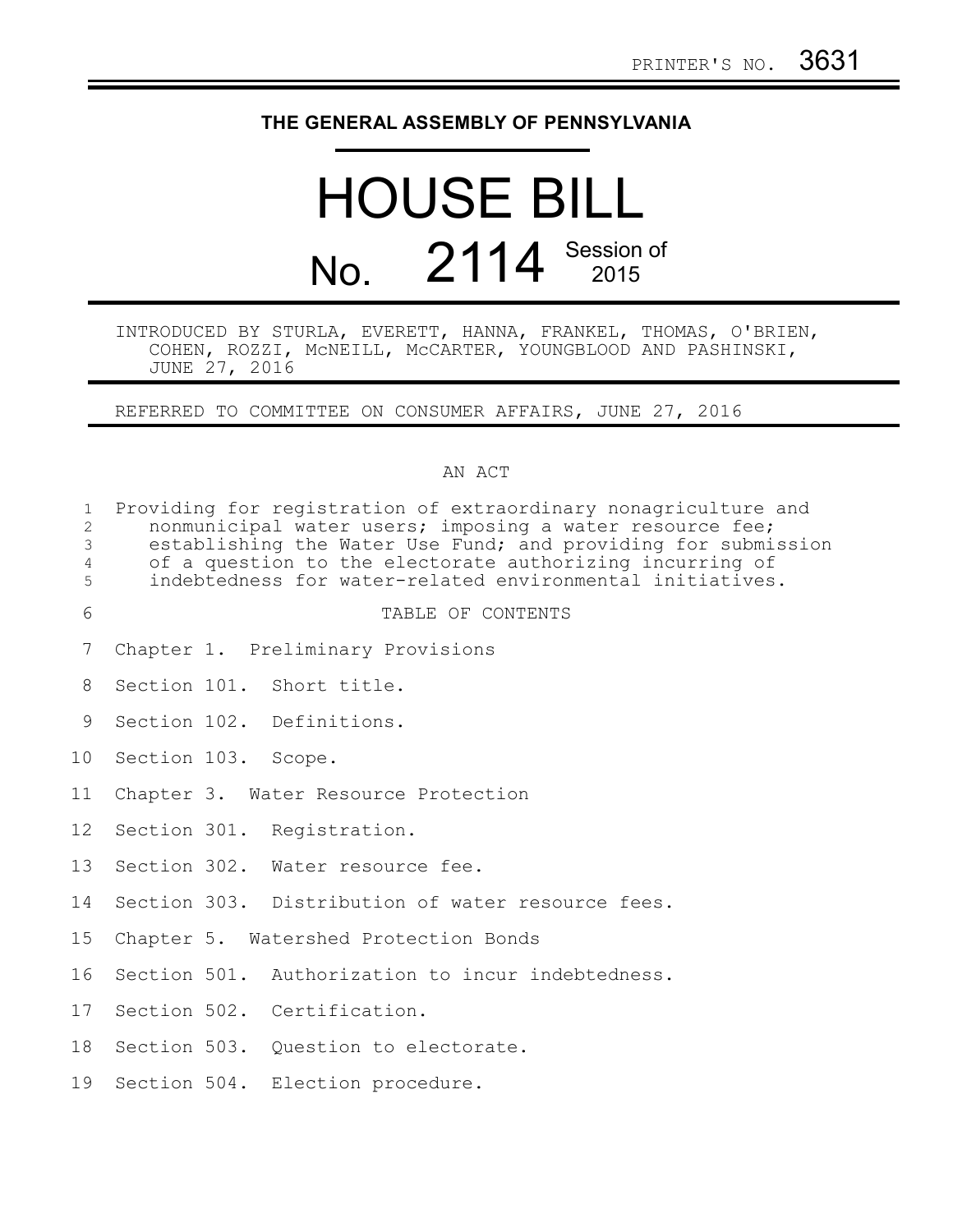PRINTER'S NO. 3631

# THE GENERAL ASSEMBLY OF PENNSYLVANIA

# HOUSE BILL

## No. 2114 Session of 2015

INTRODUCED BY STURLA, EVERETT, HANNA, FRANKEL, THOMAS, O'BRIEN, COHEN, ROZZI, McNEILL, McCARTER, YOUNGBLOOD AND PASHINSKI, JUNE 27, 2016

REFERRED TO COMMITTEE ON CONSUMER AFFAIRS, JUNE 27, 2016

AN ACT

Providing for registration of extraordinary nonagriculture and nonmunicipal water users; imposing a water resource fee; establishing the Water Use Fund; and providing for submission of a question to the electorate authorizing incurring of indebtedness for water-related environmental initiatives.

TABLE OF CONTENTS

Chapter 1. Preliminary Provisions

Section 101. Short title.

Section 102. Definitions.

Section 103. Scope.

Chapter 3. Water Resource Protection

Section 301. Registration.

Section 302. Water resource fee.

Section 303. Distribution of water resource fees.

Chapter 5. Watershed Protection Bonds

Section 501. Authorization to incur indebtedness.

Section 502. Certification.

Section 503. Question to electorate.

Section 504. Election procedure.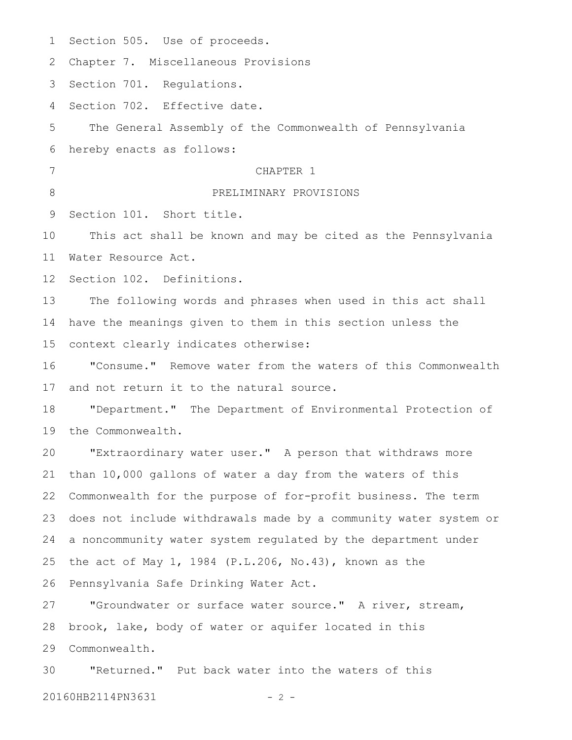Section 505. Use of proceeds.

Chapter 7. Miscellaneous Provisions

Section 701. Regulations.

Section 702. Effective date.

The General Assembly of the Commonwealth of Pennsylvania hereby enacts as follows:

## CHAPTER 1

## PRELIMINARY PROVISIONS

Section 101. Short title.

This act shall be known and may be cited as the Pennsylvania Water Resource Act.

Section 102. Definitions.

The following words and phrases when used in this act shall have the meanings given to them in this section unless the context clearly indicates otherwise:

"Consume." Remove water from the waters of this Commonwealth and not return it to the natural source.

"Department." The Department of Environmental Protection of the Commonwealth.

"Extraordinary water user." A person that withdraws more than 10,000 gallons of water a day from the waters of this Commonwealth for the purpose of for-profit business. The term does not include withdrawals made by a community water system or a noncommunity water system regulated by the department under the act of May 1, 1984 (P.L.206, No.43), known as the Pennsylvania Safe Drinking Water Act.

"Groundwater or surface water source." A river, stream, brook, lake, body of water or aquifer located in this Commonwealth.

"Returned." Put back water into the waters of this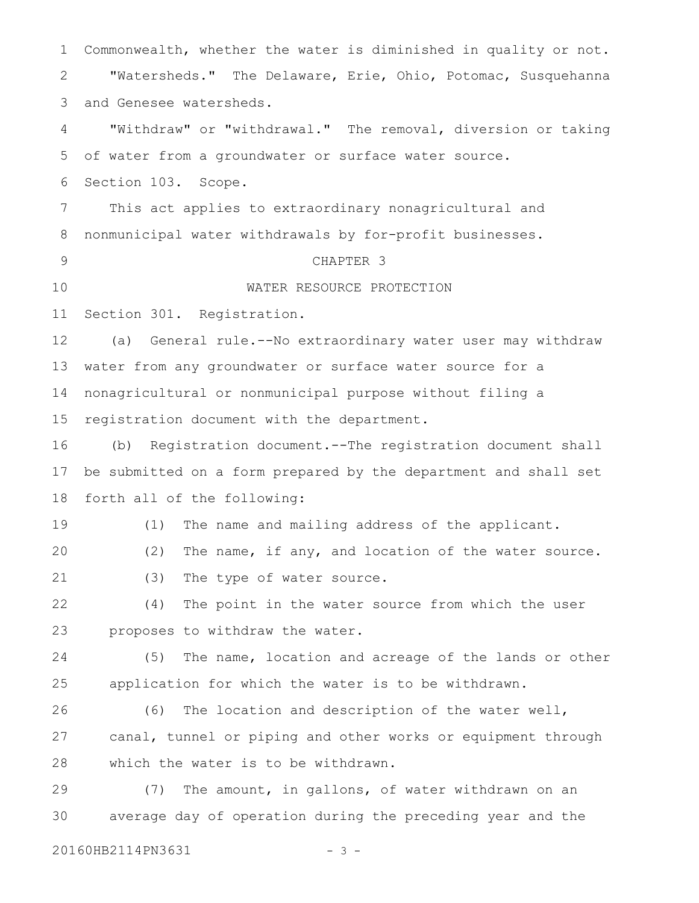Commonwealth, whether the water is diminished in quality or not.

"Watersheds." The Delaware, Erie, Ohio, Potomac, Susquehanna and Genesee watersheds.

"Withdraw" or "withdrawal." The removal, diversion or taking of water from a groundwater or surface water source.

Section 103. Scope.

This act applies to extraordinary nonagricultural and nonmunicipal water withdrawals by for-profit businesses.

CHAPTER 3

WATER RESOURCE PROTECTION

Section 301. Registration.

(a) General rule.--No extraordinary water user may withdraw water from any groundwater or surface water source for a nonagricultural or nonmunicipal purpose without filing a registration document with the department.

(b) Registration document.--The registration document shall be submitted on a form prepared by the department and shall set forth all of the following:

(1) The name and mailing address of the applicant.

(2) The name, if any, and location of the water source.

(3) The type of water source.

(4) The point in the water source from which the user proposes to withdraw the water.

(5) The name, location and acreage of the lands or other application for which the water is to be withdrawn.

(6) The location and description of the water well, canal, tunnel or piping and other works or equipment through which the water is to be withdrawn.

(7) The amount, in gallons, of water withdrawn on an average day of operation during the preceding year and the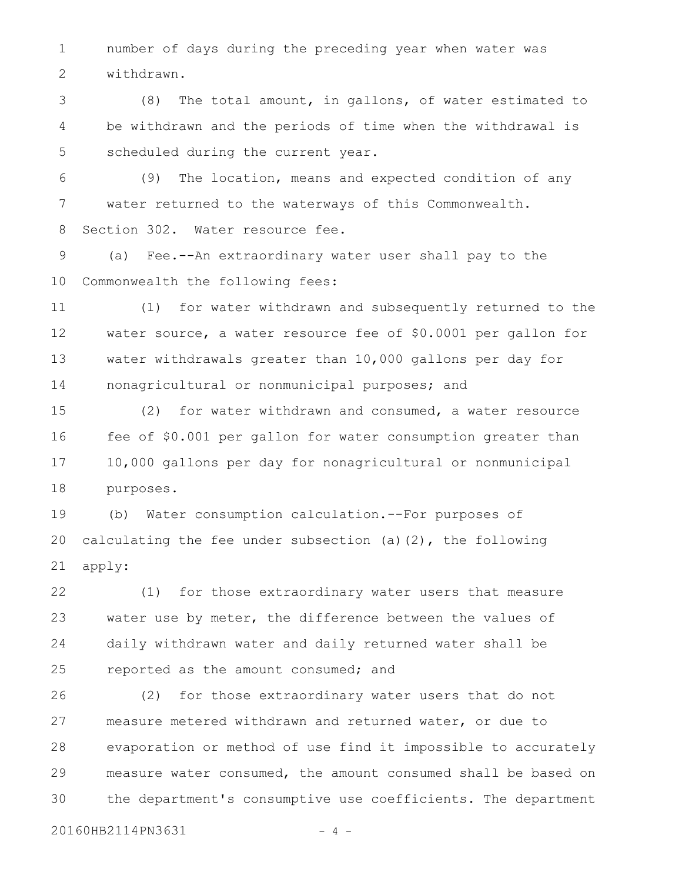number of days during the preceding year when water was withdrawn.

(8) The total amount, in gallons, of water estimated to be withdrawn and the periods of time when the withdrawal is scheduled during the current year.

(9) The location, means and expected condition of any water returned to the waterways of this Commonwealth.

Section 302. Water resource fee.

(a) Fee.--An extraordinary water user shall pay to the Commonwealth the following fees:

(1) for water withdrawn and subsequently returned to the water source, a water resource fee of $0.0001 per gallon for water withdrawals greater than 10,000 gallons per day for nonagricultural or nonmunicipal purposes; and

(2) for water withdrawn and consumed, a water resource fee of $0.001 per gallon for water consumption greater than 10,000 gallons per day for nonagricultural or nonmunicipal purposes.

(b) Water consumption calculation.--For purposes of calculating the fee under subsection (a)(2), the following apply:

(1) for those extraordinary water users that measure water use by meter, the difference between the values of daily withdrawn water and daily returned water shall be reported as the amount consumed; and

(2) for those extraordinary water users that do not measure metered withdrawn and returned water, or due to evaporation or method of use find it impossible to accurately measure water consumed, the amount consumed shall be based on the department's consumptive use coefficients. The department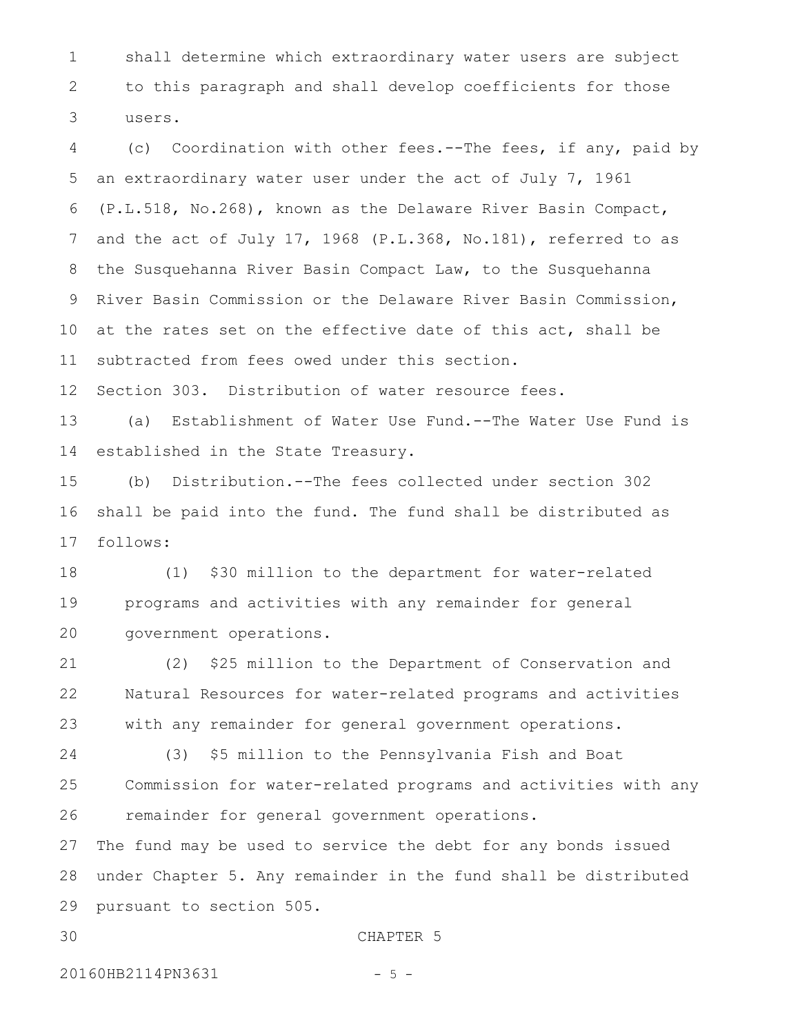shall determine which extraordinary water users are subject to this paragraph and shall develop coefficients for those users.

(c) Coordination with other fees.--The fees, if any, paid by an extraordinary water user under the act of July 7, 1961 (P.L.518, No.268), known as the Delaware River Basin Compact, and the act of July 17, 1968 (P.L.368, No.181), referred to as the Susquehanna River Basin Compact Law, to the Susquehanna River Basin Commission or the Delaware River Basin Commission, at the rates set on the effective date of this act, shall be subtracted from fees owed under this section.

Section 303. Distribution of water resource fees.

(a) Establishment of Water Use Fund.--The Water Use Fund is established in the State Treasury.

(b) Distribution.--The fees collected under section 302 shall be paid into the fund. The fund shall be distributed as follows:

(1) $30 million to the department for water-related programs and activities with any remainder for general government operations.

(2) $25 million to the Department of Conservation and Natural Resources for water-related programs and activities with any remainder for general government operations.

(3) $5 million to the Pennsylvania Fish and Boat Commission for water-related programs and activities with any remainder for general government operations.

The fund may be used to service the debt for any bonds issued under Chapter 5. Any remainder in the fund shall be distributed pursuant to section 505.

CHAPTER 5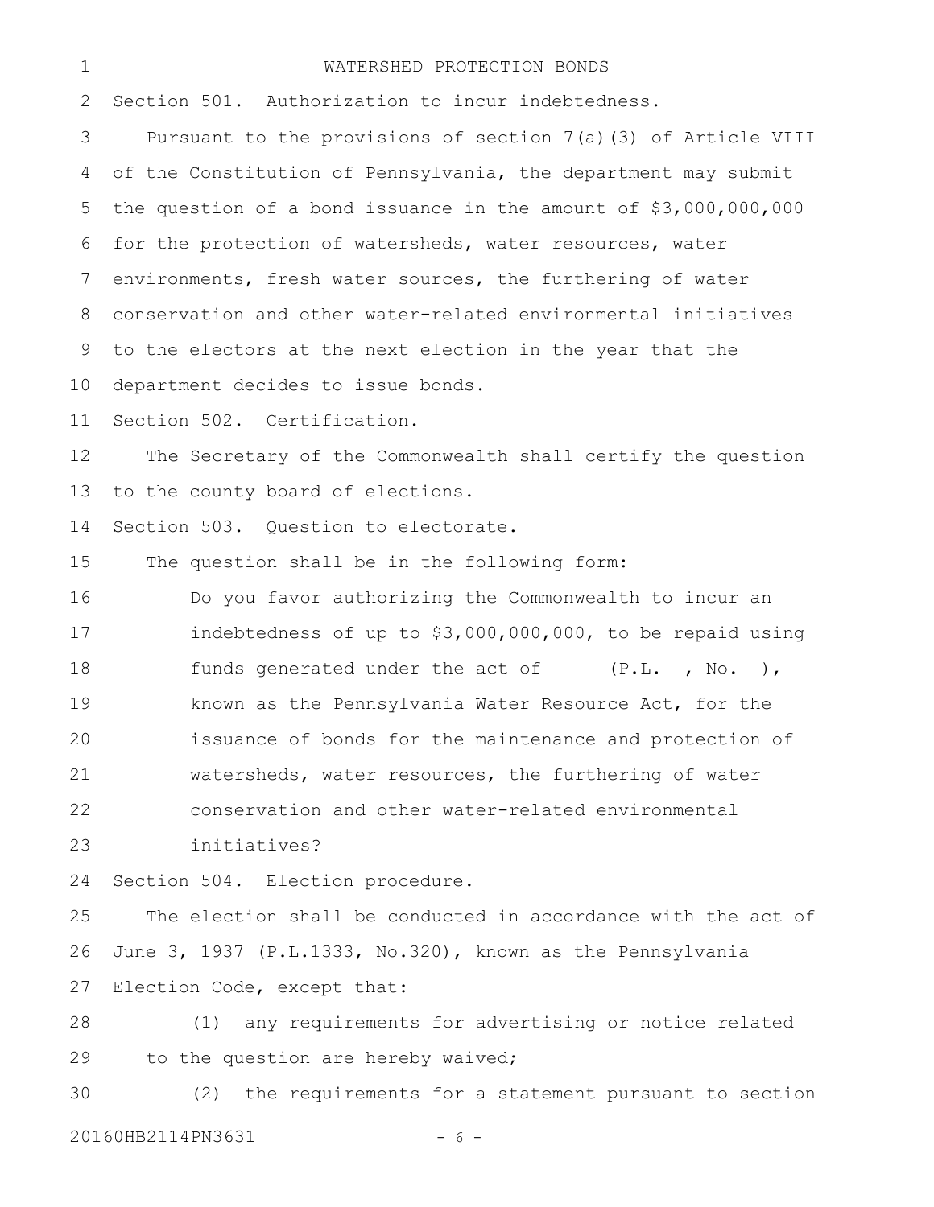## WATERSHED PROTECTION BONDS

Section 501. Authorization to incur indebtedness.

Pursuant to the provisions of section 7(a)(3) of Article VIII of the Constitution of Pennsylvania, the department may submit the question of a bond issuance in the amount of $3,000,000,000 for the protection of watersheds, water resources, water environments, fresh water sources, the furthering of water conservation and other water-related environmental initiatives to the electors at the next election in the year that the department decides to issue bonds.

Section 502. Certification.

The Secretary of the Commonwealth shall certify the question to the county board of elections.

Section 503. Question to electorate.

The question shall be in the following form:

> Do you favor authorizing the Commonwealth to incur an indebtedness of up to $3,000,000,000, to be repaid using funds generated under the act of (P.L. , No. ), known as the Pennsylvania Water Resource Act, for the issuance of bonds for the maintenance and protection of watersheds, water resources, the furthering of water conservation and other water-related environmental initiatives?

Section 504. Election procedure.

The election shall be conducted in accordance with the act of June 3, 1937 (P.L.1333, No.320), known as the Pennsylvania Election Code, except that:

(1) any requirements for advertising or notice related to the question are hereby waived;

(2) the requirements for a statement pursuant to section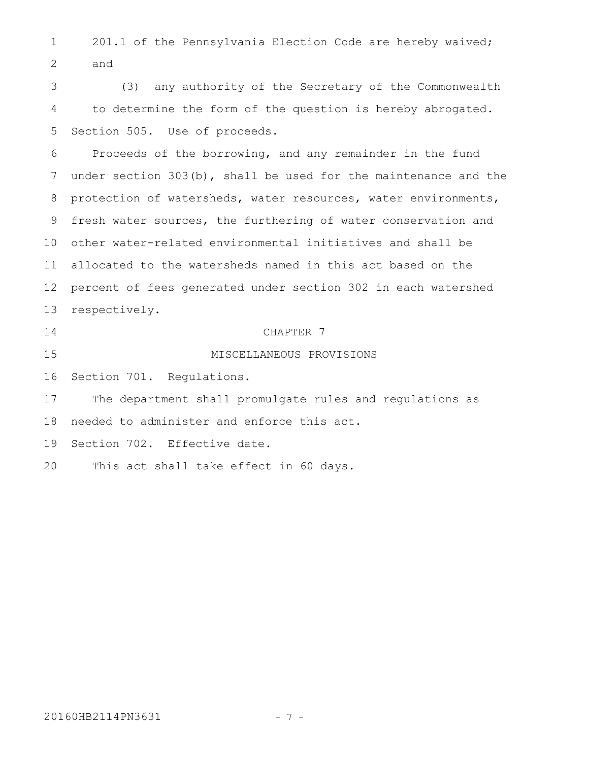201.1 of the Pennsylvania Election Code are hereby waived; and

(3) any authority of the Secretary of the Commonwealth to determine the form of the question is hereby abrogated.

Section 505. Use of proceeds.

Proceeds of the borrowing, and any remainder in the fund under section 303(b), shall be used for the maintenance and the protection of watersheds, water resources, water environments, fresh water sources, the furthering of water conservation and other water-related environmental initiatives and shall be allocated to the watersheds named in this act based on the percent of fees generated under section 302 in each watershed respectively.

## CHAPTER 7

## MISCELLANEOUS PROVISIONS

Section 701. Regulations.

The department shall promulgate rules and regulations as needed to administer and enforce this act.

Section 702. Effective date.

This act shall take effect in 60 days.